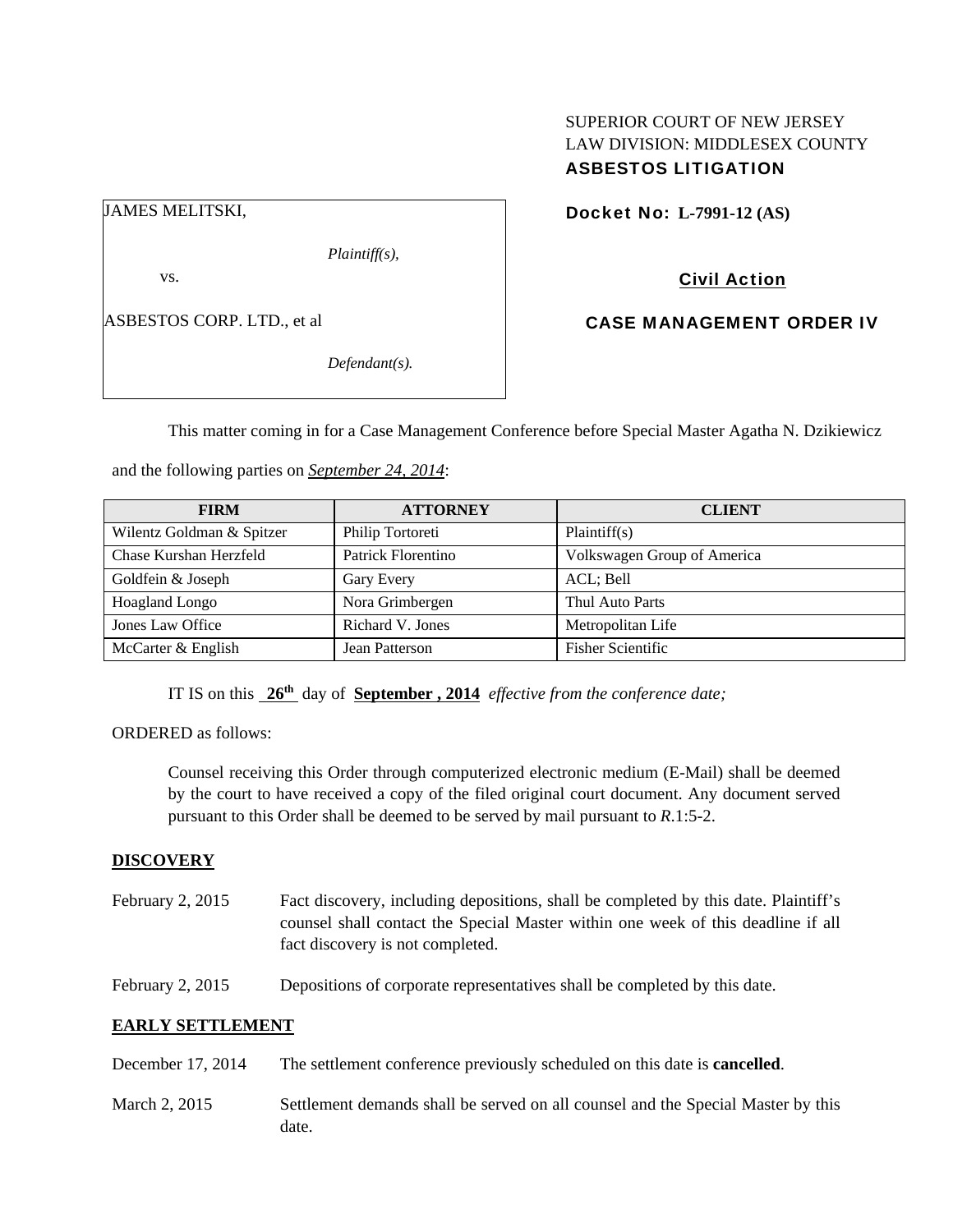SUPERIOR COURT OF NEW JERSEY
LAW DIVISION: MIDDLESEX COUNTY
**ASBESTOS LITIGATION**

JAMES MELITSKI,

*Plaintiff(s),*

vs.

ASBESTOS CORP. LTD., et al

*Defendant(s).*

**Docket No: L-7991-12 (AS)**

**Civil Action**

**CASE MANAGEMENT ORDER IV**

This matter coming in for a Case Management Conference before Special Master Agatha N. Dzikiewicz and the following parties on *September 24, 2014*:

| FIRM | ATTORNEY | CLIENT |
|---|---|---|
| Wilentz Goldman & Spitzer | Philip Tortoreti | Plaintiff(s) |
| Chase Kurshan Herzfeld | Patrick Florentino | Volkswagen Group of America |
| Goldfein & Joseph | Gary Every | ACL; Bell |
| Hoagland Longo | Nora Grimbergen | Thul Auto Parts |
| Jones Law Office | Richard V. Jones | Metropolitan Life |
| McCarter & English | Jean Patterson | Fisher Scientific |

IT IS on this **26th** day of **September , 2014** *effective from the conference date;*

ORDERED as follows:

Counsel receiving this Order through computerized electronic medium (E-Mail) shall be deemed by the court to have received a copy of the filed original court document. Any document served pursuant to this Order shall be deemed to be served by mail pursuant to *R*.1:5-2.

## DISCOVERY

February 2, 2015 — Fact discovery, including depositions, shall be completed by this date. Plaintiff's counsel shall contact the Special Master within one week of this deadline if all fact discovery is not completed.

February 2, 2015 — Depositions of corporate representatives shall be completed by this date.

## EARLY SETTLEMENT

December 17, 2014 — The settlement conference previously scheduled on this date is **cancelled**.

March 2, 2015 — Settlement demands shall be served on all counsel and the Special Master by this date.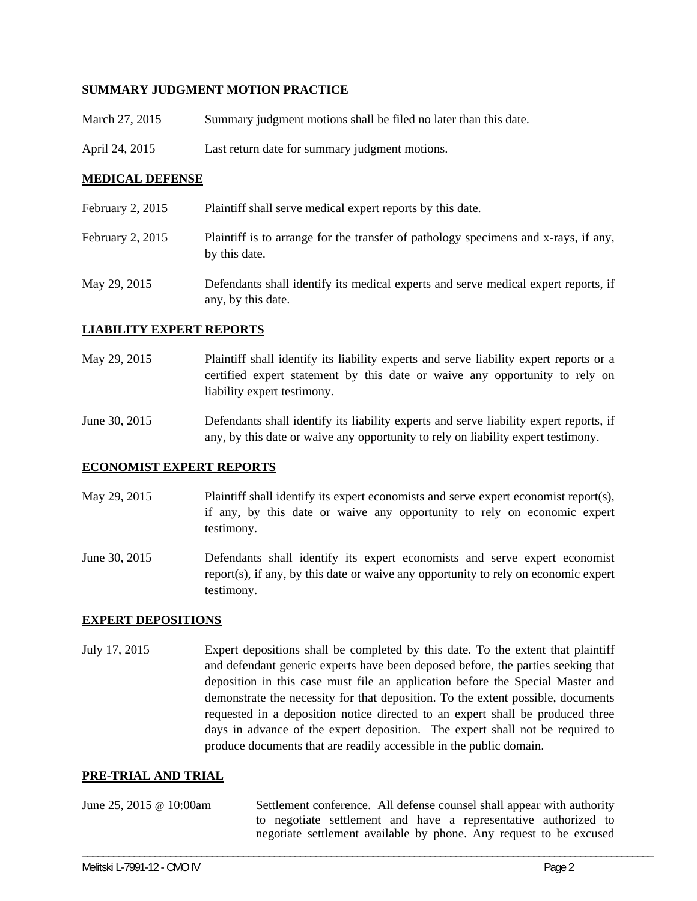**SUMMARY JUDGMENT MOTION PRACTICE**

| | |
|---|---|
| March 27, 2015 | Summary judgment motions shall be filed no later than this date. |
| April 24, 2015 | Last return date for summary judgment motions. |

**MEDICAL DEFENSE**

| | |
|---|---|
| February 2, 2015 | Plaintiff shall serve medical expert reports by this date. |
| February 2, 2015 | Plaintiff is to arrange for the transfer of pathology specimens and x-rays, if any, by this date. |
| May 29, 2015 | Defendants shall identify its medical experts and serve medical expert reports, if any, by this date. |

**LIABILITY EXPERT REPORTS**

| | |
|---|---|
| May 29, 2015 | Plaintiff shall identify its liability experts and serve liability expert reports or a certified expert statement by this date or waive any opportunity to rely on liability expert testimony. |
| June 30, 2015 | Defendants shall identify its liability experts and serve liability expert reports, if any, by this date or waive any opportunity to rely on liability expert testimony. |

**ECONOMIST EXPERT REPORTS**

| | |
|---|---|
| May 29, 2015 | Plaintiff shall identify its expert economists and serve expert economist report(s), if any, by this date or waive any opportunity to rely on economic expert testimony. |
| June 30, 2015 | Defendants shall identify its expert economists and serve expert economist report(s), if any, by this date or waive any opportunity to rely on economic expert testimony. |

**EXPERT DEPOSITIONS**

| | |
|---|---|
| July 17, 2015 | Expert depositions shall be completed by this date. To the extent that plaintiff and defendant generic experts have been deposed before, the parties seeking that deposition in this case must file an application before the Special Master and demonstrate the necessity for that deposition. To the extent possible, documents requested in a deposition notice directed to an expert shall be produced three days in advance of the expert deposition. The expert shall not be required to produce documents that are readily accessible in the public domain. |

**PRE-TRIAL AND TRIAL**

| | |
|---|---|
| June 25, 2015 @ 10:00am | Settlement conference. All defense counsel shall appear with authority to negotiate settlement and have a representative authorized to negotiate settlement available by phone. Any request to be excused |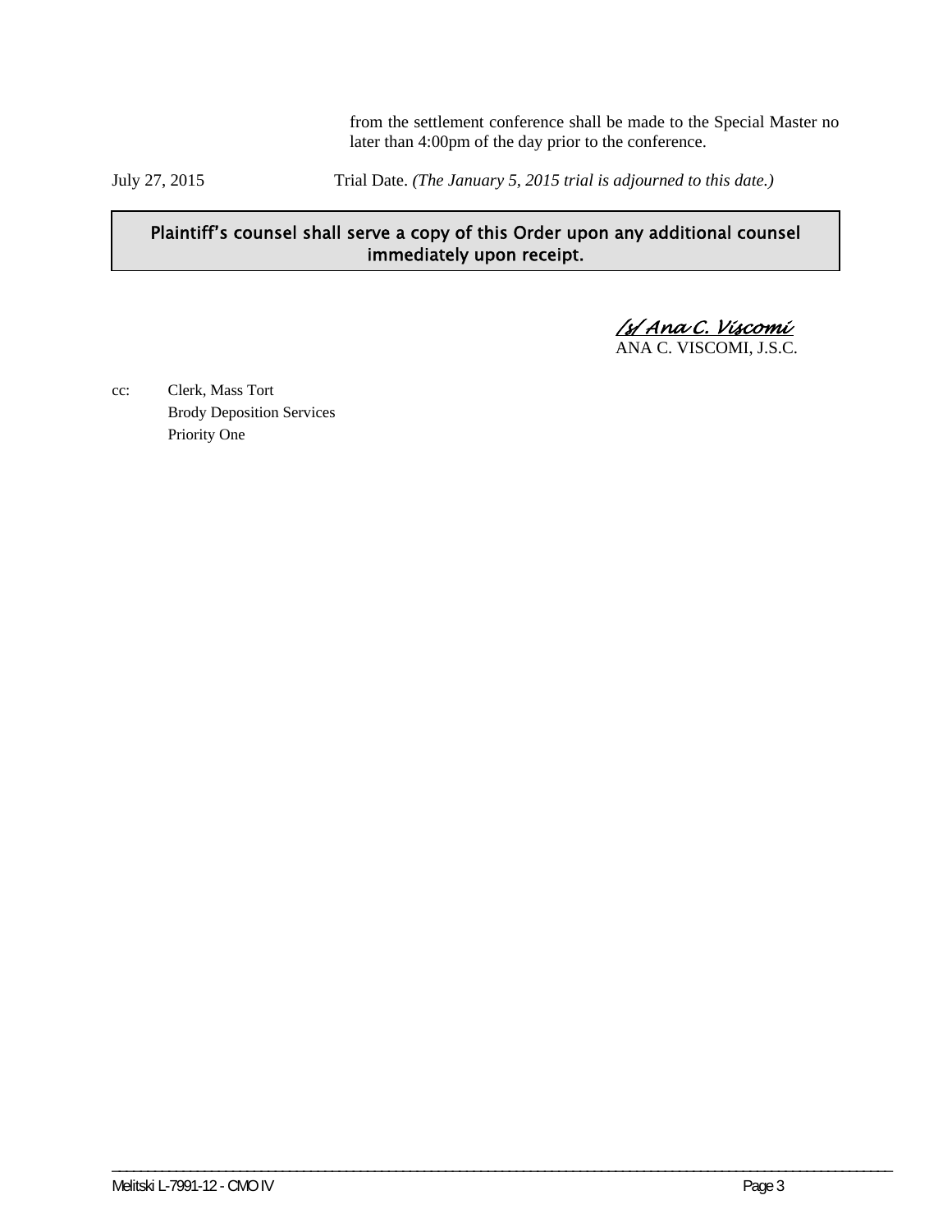from the settlement conference shall be made to the Special Master no later than 4:00pm of the day prior to the conference.

| | |
|---|---|
| July 27, 2015 | Trial Date. *(The January 5, 2015 trial is adjourned to this date.)* |

**Plaintiff's counsel shall serve a copy of this Order upon any additional counsel immediately upon receipt.**

*/s/ Ana C. Viscomi*
ANA C. VISCOMI, J.S.C.

cc: Clerk, Mass Tort
Brody Deposition Services
Priority One